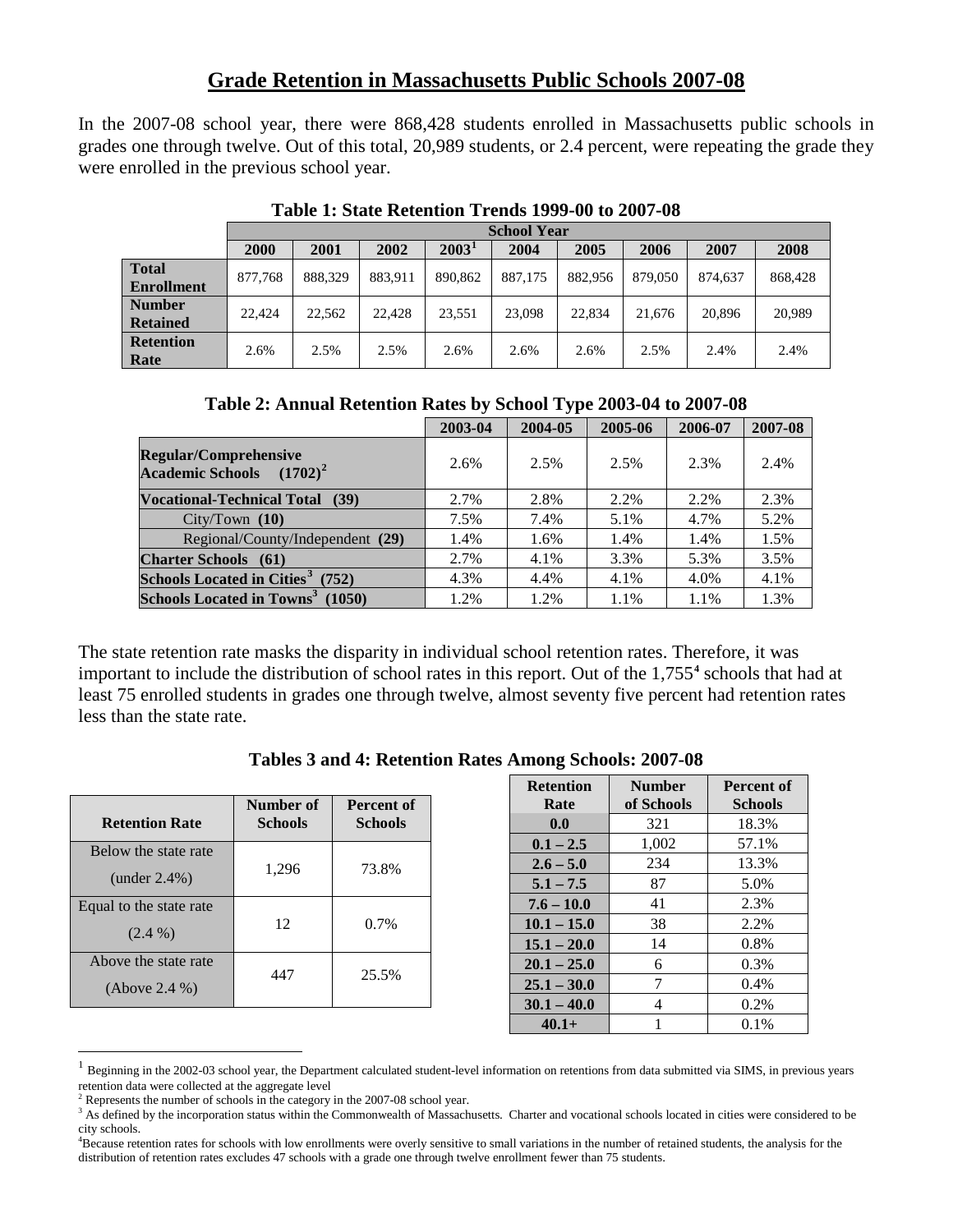# Grade Retention in Massachusetts Public Schools 2007-08

In the 2007-08 school year, there were 868,428 students enrolled in Massachusetts public schools in grades one through twelve. Out of this total, 20,989 students, or 2.4 percent, were repeating the grade they were enrolled in the previous school year.

**Table 1: State Retention Trends 1999-00 to 2007-08**

| | School Year | | | | | | | | |
|---|---|---|---|---|---|---|---|---|---|
| | 2000 | 2001 | 2002 | 2003[1] | 2004 | 2005 | 2006 | 2007 | 2008 |
| **Total Enrollment** | 877,768 | 888,329 | 883,911 | 890,862 | 887,175 | 882,956 | 879,050 | 874,637 | 868,428 |
| **Number Retained** | 22,424 | 22,562 | 22,428 | 23,551 | 23,098 | 22,834 | 21,676 | 20,896 | 20,989 |
| **Retention Rate** | 2.6% | 2.5% | 2.5% | 2.6% | 2.6% | 2.6% | 2.5% | 2.4% | 2.4% |

**Table 2: Annual Retention Rates by School Type 2003-04 to 2007-08**

| | 2003-04 | 2004-05 | 2005-06 | 2006-07 | 2007-08 |
|---|---|---|---|---|---|
| **Regular/Comprehensive Academic Schools (1702)[2]** | 2.6% | 2.5% | 2.5% | 2.3% | 2.4% |
| **Vocational-Technical Total (39)** | 2.7% | 2.8% | 2.2% | 2.2% | 2.3% |
| City/Town **(10)** | 7.5% | 7.4% | 5.1% | 4.7% | 5.2% |
| Regional/County/Independent **(29)** | 1.4% | 1.6% | 1.4% | 1.4% | 1.5% |
| **Charter Schools (61)** | 2.7% | 4.1% | 3.3% | 5.3% | 3.5% |
| **Schools Located in Cities[3] (752)** | 4.3% | 4.4% | 4.1% | 4.0% | 4.1% |
| **Schools Located in Towns[3] (1050)** | 1.2% | 1.2% | 1.1% | 1.1% | 1.3% |

The state retention rate masks the disparity in individual school retention rates. Therefore, it was important to include the distribution of school rates in this report. Out of the 1,755[4] schools that had at least 75 enrolled students in grades one through twelve, almost seventy five percent had retention rates less than the state rate.

**Tables 3 and 4: Retention Rates Among Schools: 2007-08**

| Retention Rate | Number of Schools | Percent of Schools |
|---|---|---|
| Below the state rate (under 2.4%) | 1,296 | 73.8% |
| Equal to the state rate (2.4 %) | 12 | 0.7% |
| Above the state rate (Above 2.4 %) | 447 | 25.5% |

| Retention Rate | Number of Schools | Percent of Schools |
|---|---|---|
| **0.0** | 321 | 18.3% |
| **0.1 – 2.5** | 1,002 | 57.1% |
| **2.6 – 5.0** | 234 | 13.3% |
| **5.1 – 7.5** | 87 | 5.0% |
| **7.6 – 10.0** | 41 | 2.3% |
| **10.1 – 15.0** | 38 | 2.2% |
| **15.1 – 20.0** | 14 | 0.8% |
| **20.1 – 25.0** | 6 | 0.3% |
| **25.1 – 30.0** | 7 | 0.4% |
| **30.1 – 40.0** | 4 | 0.2% |
| **40.1+** | 1 | 0.1% |

[1] Beginning in the 2002-03 school year, the Department calculated student-level information on retentions from data submitted via SIMS, in previous years retention data were collected at the aggregate level

[2] Represents the number of schools in the category in the 2007-08 school year.

[3] As defined by the incorporation status within the Commonwealth of Massachusetts. Charter and vocational schools located in cities were considered to be city schools.

[4] Because retention rates for schools with low enrollments were overly sensitive to small variations in the number of retained students, the analysis for the distribution of retention rates excludes 47 schools with a grade one through twelve enrollment fewer than 75 students.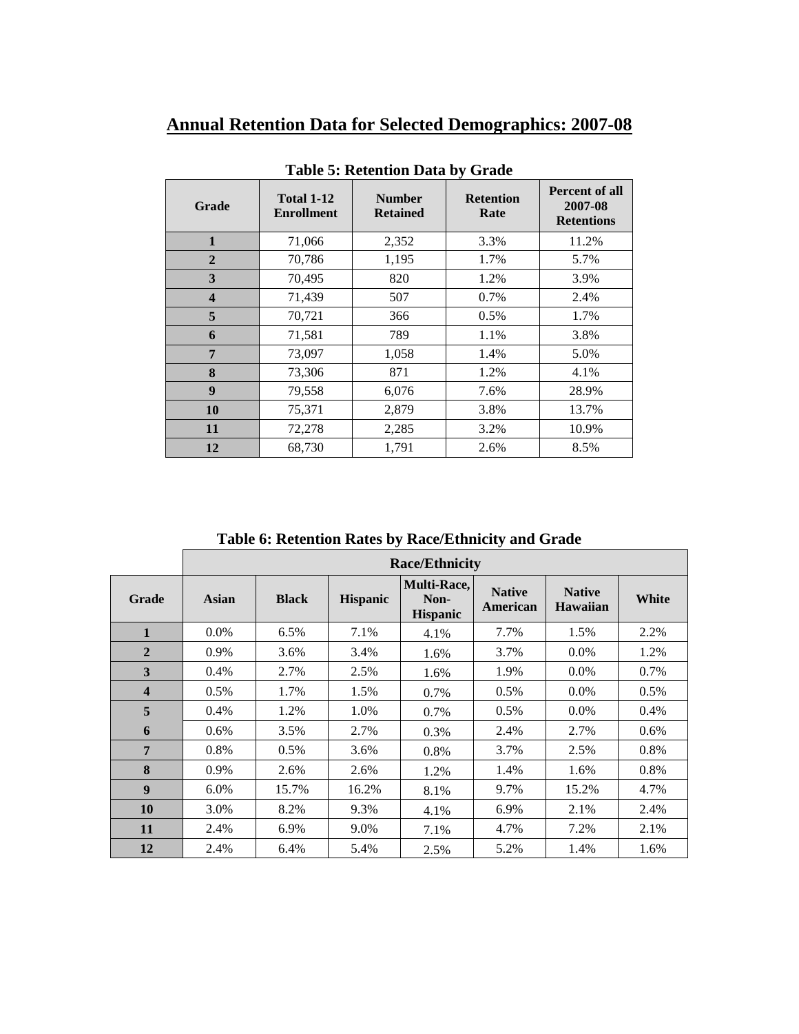# Annual Retention Data for Selected Demographics: 2007-08

**Table 5: Retention Data by Grade**

| Grade | Total 1-12 Enrollment | Number Retained | Retention Rate | Percent of all 2007-08 Retentions |
|---|---|---|---|---|
| 1 | 71,066 | 2,352 | 3.3% | 11.2% |
| 2 | 70,786 | 1,195 | 1.7% | 5.7% |
| 3 | 70,495 | 820 | 1.2% | 3.9% |
| 4 | 71,439 | 507 | 0.7% | 2.4% |
| 5 | 70,721 | 366 | 0.5% | 1.7% |
| 6 | 71,581 | 789 | 1.1% | 3.8% |
| 7 | 73,097 | 1,058 | 1.4% | 5.0% |
| 8 | 73,306 | 871 | 1.2% | 4.1% |
| 9 | 79,558 | 6,076 | 7.6% | 28.9% |
| 10 | 75,371 | 2,879 | 3.8% | 13.7% |
| 11 | 72,278 | 2,285 | 3.2% | 10.9% |
| 12 | 68,730 | 1,791 | 2.6% | 8.5% |

**Table 6: Retention Rates by Race/Ethnicity and Grade**

| | Race/Ethnicity | | | | | | |
|---|---|---|---|---|---|---|---|
| Grade | Asian | Black | Hispanic | Multi-Race, Non-Hispanic | Native American | Native Hawaiian | White |
| 1 | 0.0% | 6.5% | 7.1% | 4.1% | 7.7% | 1.5% | 2.2% |
| 2 | 0.9% | 3.6% | 3.4% | 1.6% | 3.7% | 0.0% | 1.2% |
| 3 | 0.4% | 2.7% | 2.5% | 1.6% | 1.9% | 0.0% | 0.7% |
| 4 | 0.5% | 1.7% | 1.5% | 0.7% | 0.5% | 0.0% | 0.5% |
| 5 | 0.4% | 1.2% | 1.0% | 0.7% | 0.5% | 0.0% | 0.4% |
| 6 | 0.6% | 3.5% | 2.7% | 0.3% | 2.4% | 2.7% | 0.6% |
| 7 | 0.8% | 0.5% | 3.6% | 0.8% | 3.7% | 2.5% | 0.8% |
| 8 | 0.9% | 2.6% | 2.6% | 1.2% | 1.4% | 1.6% | 0.8% |
| 9 | 6.0% | 15.7% | 16.2% | 8.1% | 9.7% | 15.2% | 4.7% |
| 10 | 3.0% | 8.2% | 9.3% | 4.1% | 6.9% | 2.1% | 2.4% |
| 11 | 2.4% | 6.9% | 9.0% | 7.1% | 4.7% | 7.2% | 2.1% |
| 12 | 2.4% | 6.4% | 5.4% | 2.5% | 5.2% | 1.4% | 1.6% |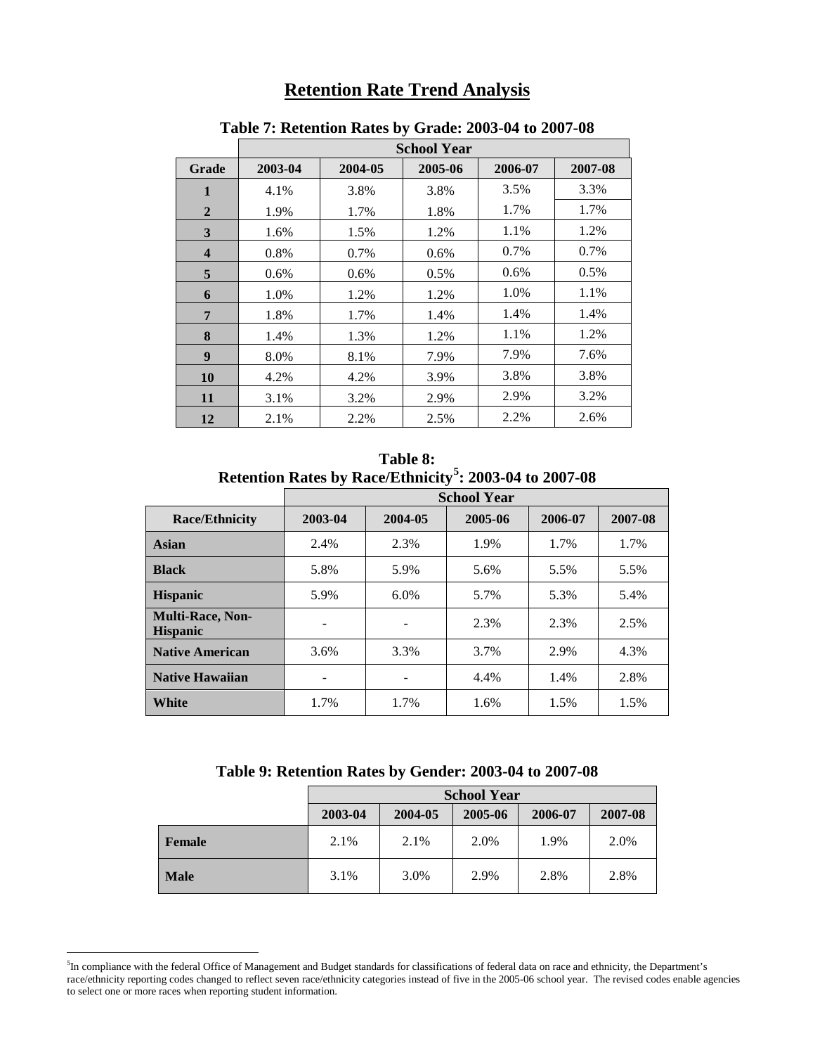# Retention Rate Trend Analysis

**Table 7: Retention Rates by Grade: 2003-04 to 2007-08**

| | School Year | | | | |
|---|---|---|---|---|---|
| **Grade** | **2003-04** | **2004-05** | **2005-06** | **2006-07** | **2007-08** |
| **1** | 4.1% | 3.8% | 3.8% | 3.5% | 3.3% |
| **2** | 1.9% | 1.7% | 1.8% | 1.7% | 1.7% |
| **3** | 1.6% | 1.5% | 1.2% | 1.1% | 1.2% |
| **4** | 0.8% | 0.7% | 0.6% | 0.7% | 0.7% |
| **5** | 0.6% | 0.6% | 0.5% | 0.6% | 0.5% |
| **6** | 1.0% | 1.2% | 1.2% | 1.0% | 1.1% |
| **7** | 1.8% | 1.7% | 1.4% | 1.4% | 1.4% |
| **8** | 1.4% | 1.3% | 1.2% | 1.1% | 1.2% |
| **9** | 8.0% | 8.1% | 7.9% | 7.9% | 7.6% |
| **10** | 4.2% | 4.2% | 3.9% | 3.8% | 3.8% |
| **11** | 3.1% | 3.2% | 2.9% | 2.9% | 3.2% |
| **12** | 2.1% | 2.2% | 2.5% | 2.2% | 2.6% |

**Table 8:**
**Retention Rates by Race/Ethnicity[5]: 2003-04 to 2007-08**

| | School Year | | | | |
|---|---|---|---|---|---|
| **Race/Ethnicity** | **2003-04** | **2004-05** | **2005-06** | **2006-07** | **2007-08** |
| **Asian** | 2.4% | 2.3% | 1.9% | 1.7% | 1.7% |
| **Black** | 5.8% | 5.9% | 5.6% | 5.5% | 5.5% |
| **Hispanic** | 5.9% | 6.0% | 5.7% | 5.3% | 5.4% |
| **Multi-Race, Non-Hispanic** | - | - | 2.3% | 2.3% | 2.5% |
| **Native American** | 3.6% | 3.3% | 3.7% | 2.9% | 4.3% |
| **Native Hawaiian** | - | - | 4.4% | 1.4% | 2.8% |
| **White** | 1.7% | 1.7% | 1.6% | 1.5% | 1.5% |

**Table 9: Retention Rates by Gender: 2003-04 to 2007-08**

| | School Year | | | | |
|---|---|---|---|---|---|
| | **2003-04** | **2004-05** | **2005-06** | **2006-07** | **2007-08** |
| **Female** | 2.1% | 2.1% | 2.0% | 1.9% | 2.0% |
| **Male** | 3.1% | 3.0% | 2.9% | 2.8% | 2.8% |

[5] In compliance with the federal Office of Management and Budget standards for classifications of federal data on race and ethnicity, the Department's race/ethnicity reporting codes changed to reflect seven race/ethnicity categories instead of five in the 2005-06 school year. The revised codes enable agencies to select one or more races when reporting student information.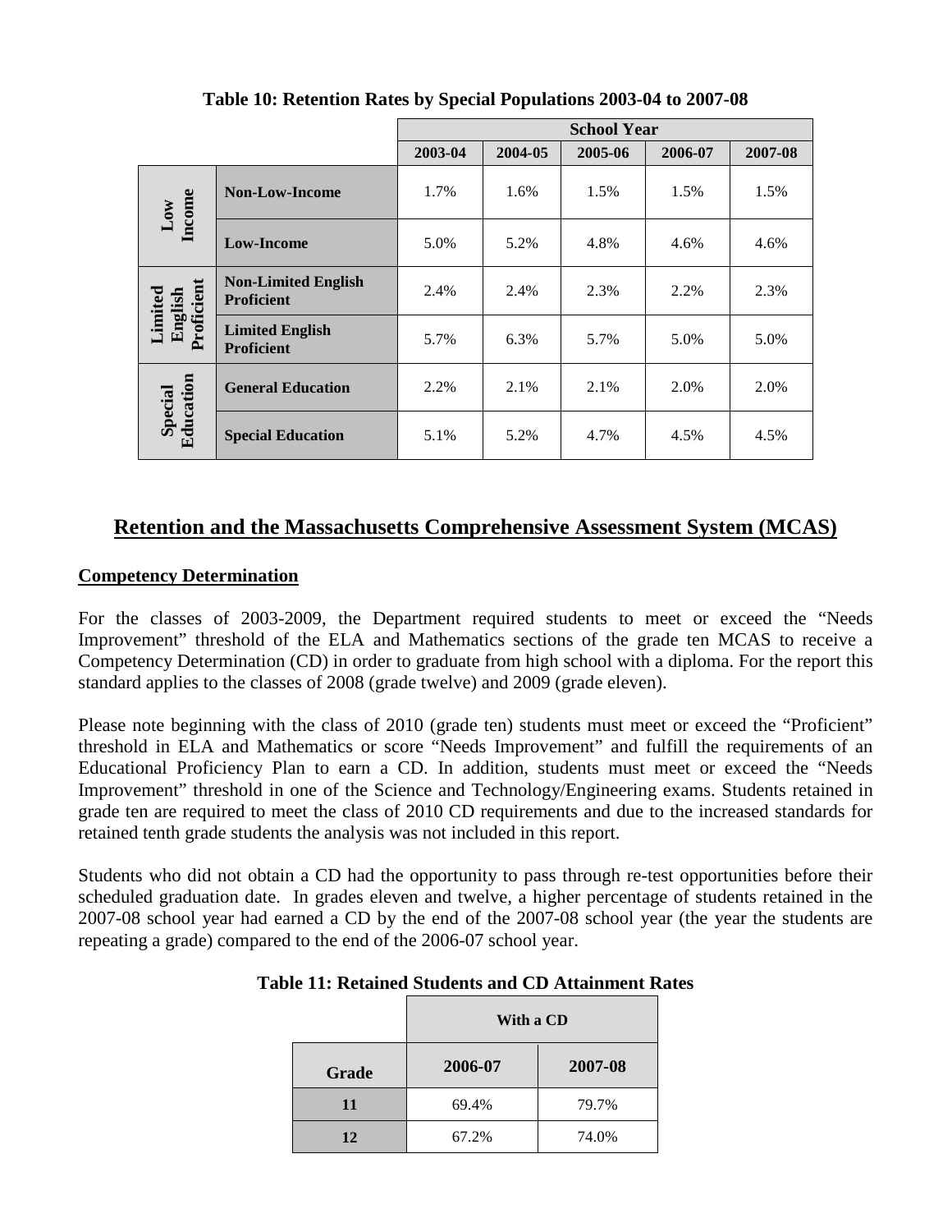**Table 10: Retention Rates by Special Populations 2003-04 to 2007-08**

| | | School Year | | | | |
|---|---|---|---|---|---|---|
| | | 2003-04 | 2004-05 | 2005-06 | 2006-07 | 2007-08 |
| Low Income | Non-Low-Income | 1.7% | 1.6% | 1.5% | 1.5% | 1.5% |
| | Low-Income | 5.0% | 5.2% | 4.8% | 4.6% | 4.6% |
| Limited English Proficient | Non-Limited English Proficient | 2.4% | 2.4% | 2.3% | 2.2% | 2.3% |
| | Limited English Proficient | 5.7% | 6.3% | 5.7% | 5.0% | 5.0% |
| Special Education | General Education | 2.2% | 2.1% | 2.1% | 2.0% | 2.0% |
| | Special Education | 5.1% | 5.2% | 4.7% | 4.5% | 4.5% |

## Retention and the Massachusetts Comprehensive Assessment System (MCAS)

### Competency Determination

For the classes of 2003-2009, the Department required students to meet or exceed the "Needs Improvement" threshold of the ELA and Mathematics sections of the grade ten MCAS to receive a Competency Determination (CD) in order to graduate from high school with a diploma. For the report this standard applies to the classes of 2008 (grade twelve) and 2009 (grade eleven).

Please note beginning with the class of 2010 (grade ten) students must meet or exceed the "Proficient" threshold in ELA and Mathematics or score "Needs Improvement" and fulfill the requirements of an Educational Proficiency Plan to earn a CD. In addition, students must meet or exceed the "Needs Improvement" threshold in one of the Science and Technology/Engineering exams. Students retained in grade ten are required to meet the class of 2010 CD requirements and due to the increased standards for retained tenth grade students the analysis was not included in this report.

Students who did not obtain a CD had the opportunity to pass through re-test opportunities before their scheduled graduation date. In grades eleven and twelve, a higher percentage of students retained in the 2007-08 school year had earned a CD by the end of the 2007-08 school year (the year the students are repeating a grade) compared to the end of the 2006-07 school year.

**Table 11: Retained Students and CD Attainment Rates**

| | With a CD | |
|---|---|---|
| Grade | 2006-07 | 2007-08 |
| 11 | 69.4% | 79.7% |
| 12 | 67.2% | 74.0% |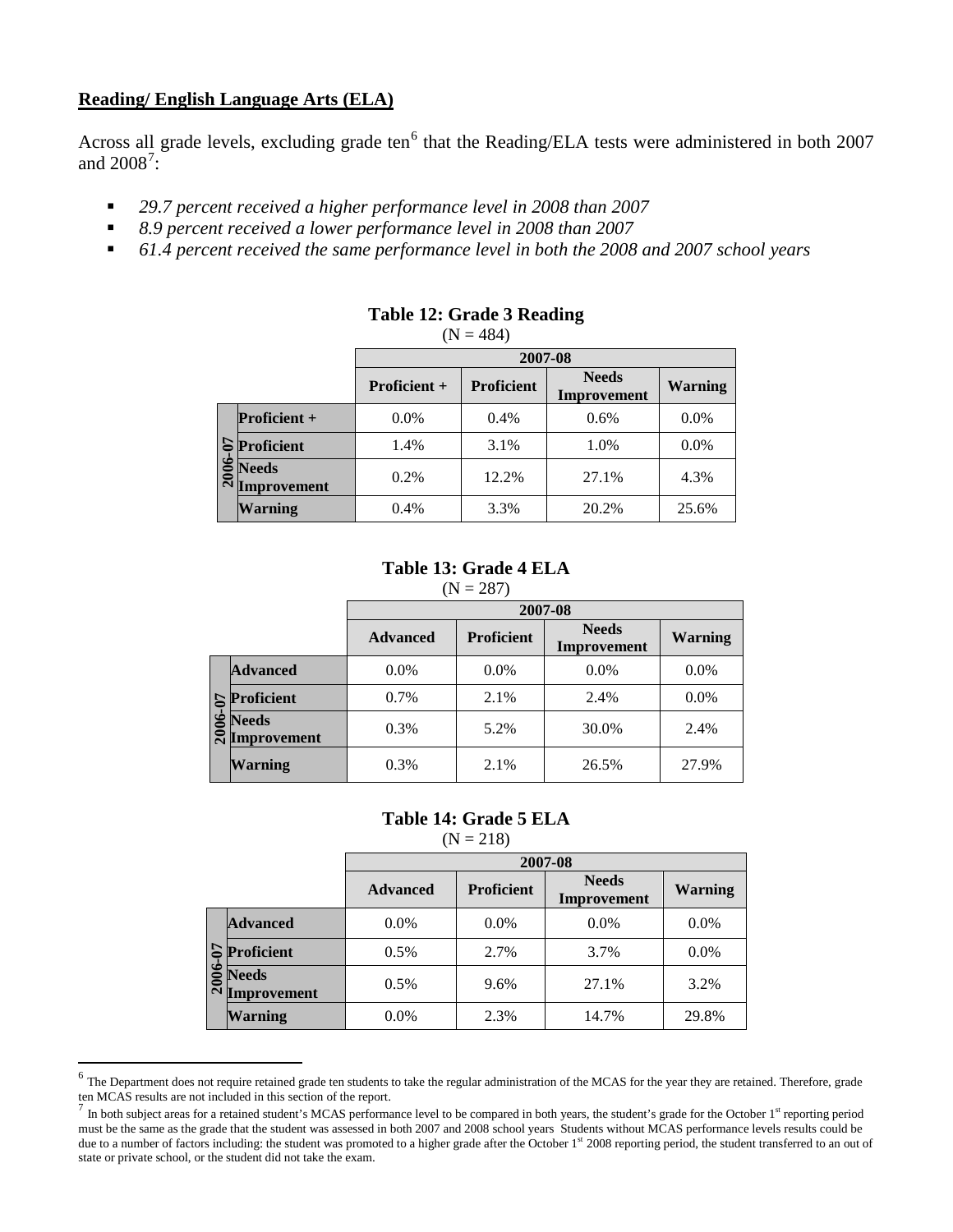**Reading/ English Language Arts (ELA)**

Across all grade levels, excluding grade ten[6] that the Reading/ELA tests were administered in both 2007 and 2008[7]:

- *29.7 percent received a higher performance level in 2008 than 2007*
- *8.9 percent received a lower performance level in 2008 than 2007*
- *61.4 percent received the same performance level in both the 2008 and 2007 school years*

**Table 12: Grade 3 Reading**

(N = 484)

| | | 2007-08 | | | |
|---|---|---|---|---|---|
| | | **Proficient +** | **Proficient** | **Needs Improvement** | **Warning** |
| **2006-07** | **Proficient +** | 0.0% | 0.4% | 0.6% | 0.0% |
| | **Proficient** | 1.4% | 3.1% | 1.0% | 0.0% |
| | **Needs Improvement** | 0.2% | 12.2% | 27.1% | 4.3% |
| | **Warning** | 0.4% | 3.3% | 20.2% | 25.6% |

**Table 13: Grade 4 ELA**

(N = 287)

| | | 2007-08 | | | |
|---|---|---|---|---|---|
| | | **Advanced** | **Proficient** | **Needs Improvement** | **Warning** |
| **2006-07** | **Advanced** | 0.0% | 0.0% | 0.0% | 0.0% |
| | **Proficient** | 0.7% | 2.1% | 2.4% | 0.0% |
| | **Needs Improvement** | 0.3% | 5.2% | 30.0% | 2.4% |
| | **Warning** | 0.3% | 2.1% | 26.5% | 27.9% |

**Table 14: Grade 5 ELA**

(N = 218)

| | | 2007-08 | | | |
|---|---|---|---|---|---|
| | | **Advanced** | **Proficient** | **Needs Improvement** | **Warning** |
| **2006-07** | **Advanced** | 0.0% | 0.0% | 0.0% | 0.0% |
| | **Proficient** | 0.5% | 2.7% | 3.7% | 0.0% |
| | **Needs Improvement** | 0.5% | 9.6% | 27.1% | 3.2% |
| | **Warning** | 0.0% | 2.3% | 14.7% | 29.8% |

[6] The Department does not require retained grade ten students to take the regular administration of the MCAS for the year they are retained. Therefore, grade ten MCAS results are not included in this section of the report.

[7] In both subject areas for a retained student's MCAS performance level to be compared in both years, the student's grade for the October 1st reporting period must be the same as the grade that the student was assessed in both 2007 and 2008 school years Students without MCAS performance levels results could be due to a number of factors including: the student was promoted to a higher grade after the October 1st 2008 reporting period, the student transferred to an out of state or private school, or the student did not take the exam.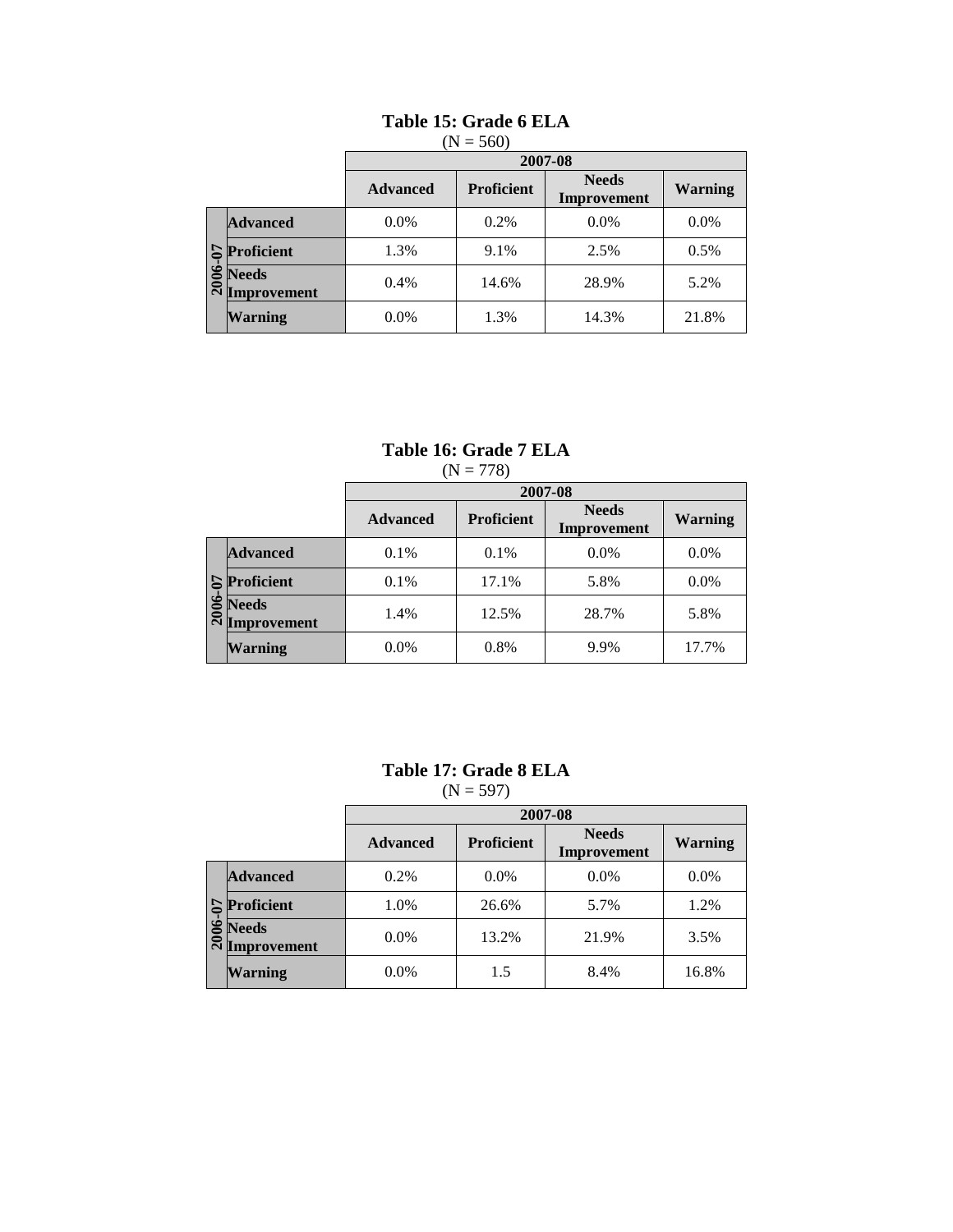**Table 15: Grade 6 ELA**
(N = 560)

| | | 2007-08 | | | |
|---|---|---|---|---|---|
| | | **Advanced** | **Proficient** | **Needs Improvement** | **Warning** |
| **2006-07** | **Advanced** | 0.0% | 0.2% | 0.0% | 0.0% |
| | **Proficient** | 1.3% | 9.1% | 2.5% | 0.5% |
| | **Needs Improvement** | 0.4% | 14.6% | 28.9% | 5.2% |
| | **Warning** | 0.0% | 1.3% | 14.3% | 21.8% |

**Table 16: Grade 7 ELA**
(N = 778)

| | | 2007-08 | | | |
|---|---|---|---|---|---|
| | | **Advanced** | **Proficient** | **Needs Improvement** | **Warning** |
| **2006-07** | **Advanced** | 0.1% | 0.1% | 0.0% | 0.0% |
| | **Proficient** | 0.1% | 17.1% | 5.8% | 0.0% |
| | **Needs Improvement** | 1.4% | 12.5% | 28.7% | 5.8% |
| | **Warning** | 0.0% | 0.8% | 9.9% | 17.7% |

**Table 17: Grade 8 ELA**
(N = 597)

| | | 2007-08 | | | |
|---|---|---|---|---|---|
| | | **Advanced** | **Proficient** | **Needs Improvement** | **Warning** |
| **2006-07** | **Advanced** | 0.2% | 0.0% | 0.0% | 0.0% |
| | **Proficient** | 1.0% | 26.6% | 5.7% | 1.2% |
| | **Needs Improvement** | 0.0% | 13.2% | 21.9% | 3.5% |
| | **Warning** | 0.0% | 1.5 | 8.4% | 16.8% |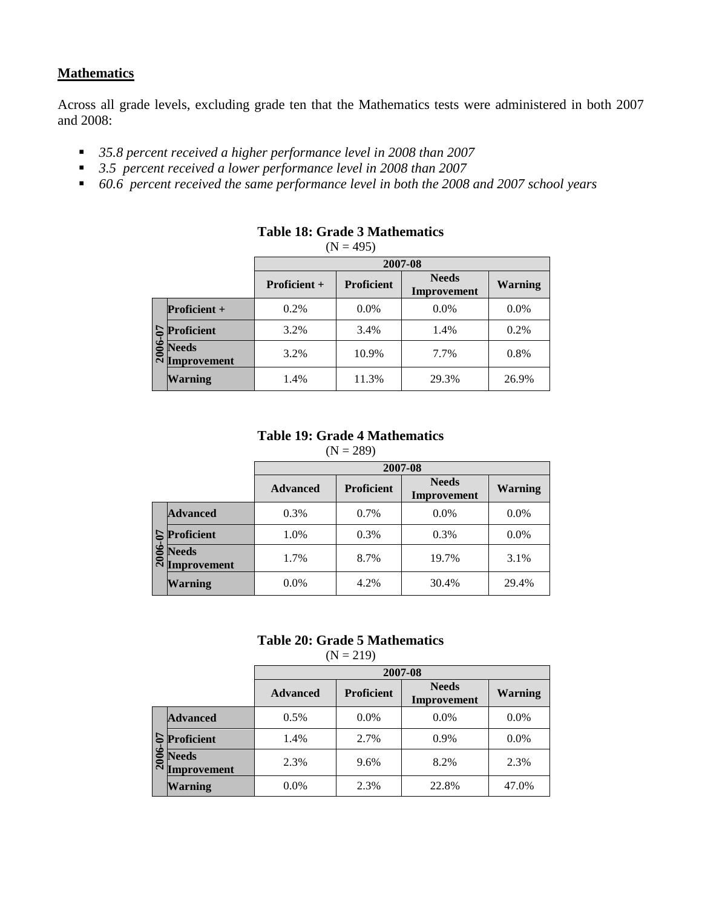**Mathematics**

Across all grade levels, excluding grade ten that the Mathematics tests were administered in both 2007 and 2008:

- *35.8 percent received a higher performance level in 2008 than 2007*
- *3.5 percent received a lower performance level in 2008 than 2007*
- *60.6 percent received the same performance level in both the 2008 and 2007 school years*

**Table 18: Grade 3 Mathematics**
(N = 495)

| | | 2007-08 | | | |
|---|---|---|---|---|---|
| | | Proficient + | Proficient | Needs Improvement | Warning |
| 2006-07 | Proficient + | 0.2% | 0.0% | 0.0% | 0.0% |
| | Proficient | 3.2% | 3.4% | 1.4% | 0.2% |
| | Needs Improvement | 3.2% | 10.9% | 7.7% | 0.8% |
| | Warning | 1.4% | 11.3% | 29.3% | 26.9% |

**Table 19: Grade 4 Mathematics**
(N = 289)

| | | 2007-08 | | | |
|---|---|---|---|---|---|
| | | Advanced | Proficient | Needs Improvement | Warning |
| 2006-07 | Advanced | 0.3% | 0.7% | 0.0% | 0.0% |
| | Proficient | 1.0% | 0.3% | 0.3% | 0.0% |
| | Needs Improvement | 1.7% | 8.7% | 19.7% | 3.1% |
| | Warning | 0.0% | 4.2% | 30.4% | 29.4% |

**Table 20: Grade 5 Mathematics**
(N = 219)

| | | 2007-08 | | | |
|---|---|---|---|---|---|
| | | Advanced | Proficient | Needs Improvement | Warning |
| 2006-07 | Advanced | 0.5% | 0.0% | 0.0% | 0.0% |
| | Proficient | 1.4% | 2.7% | 0.9% | 0.0% |
| | Needs Improvement | 2.3% | 9.6% | 8.2% | 2.3% |
| | Warning | 0.0% | 2.3% | 22.8% | 47.0% |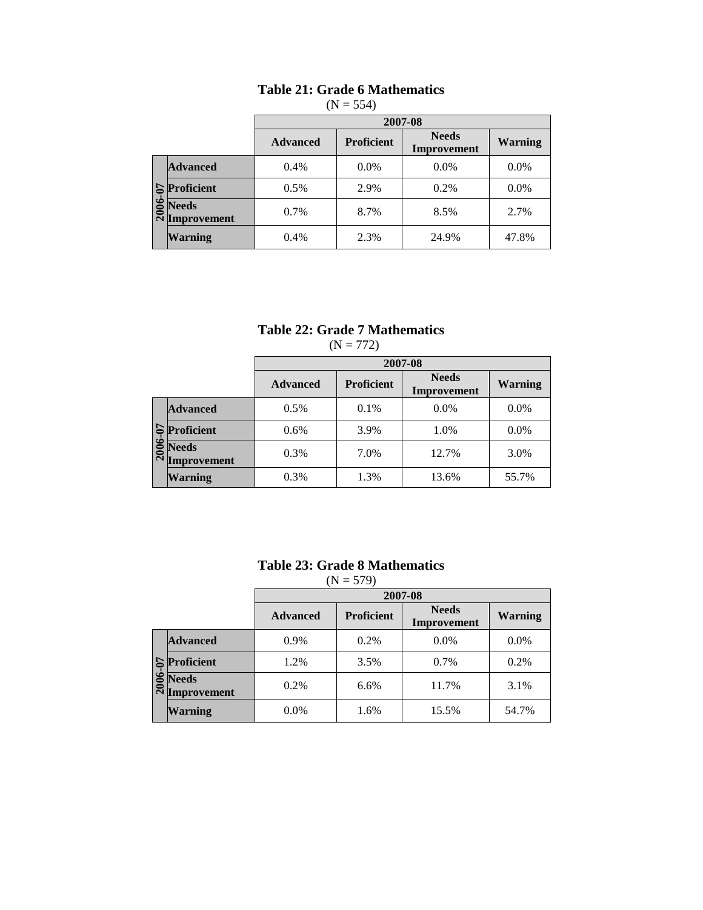**Table 21: Grade 6 Mathematics**

(N = 554)

| | | 2007-08 | | | |
|---|---|---|---|---|---|
| | | **Advanced** | **Proficient** | **Needs Improvement** | **Warning** |
| **2006-07** | **Advanced** | 0.4% | 0.0% | 0.0% | 0.0% |
| | **Proficient** | 0.5% | 2.9% | 0.2% | 0.0% |
| | **Needs Improvement** | 0.7% | 8.7% | 8.5% | 2.7% |
| | **Warning** | 0.4% | 2.3% | 24.9% | 47.8% |

**Table 22: Grade 7 Mathematics**

(N = 772)

| | | 2007-08 | | | |
|---|---|---|---|---|---|
| | | **Advanced** | **Proficient** | **Needs Improvement** | **Warning** |
| **2006-07** | **Advanced** | 0.5% | 0.1% | 0.0% | 0.0% |
| | **Proficient** | 0.6% | 3.9% | 1.0% | 0.0% |
| | **Needs Improvement** | 0.3% | 7.0% | 12.7% | 3.0% |
| | **Warning** | 0.3% | 1.3% | 13.6% | 55.7% |

**Table 23: Grade 8 Mathematics**

(N = 579)

| | | 2007-08 | | | |
|---|---|---|---|---|---|
| | | **Advanced** | **Proficient** | **Needs Improvement** | **Warning** |
| **2006-07** | **Advanced** | 0.9% | 0.2% | 0.0% | 0.0% |
| | **Proficient** | 1.2% | 3.5% | 0.7% | 0.2% |
| | **Needs Improvement** | 0.2% | 6.6% | 11.7% | 3.1% |
| | **Warning** | 0.0% | 1.6% | 15.5% | 54.7% |